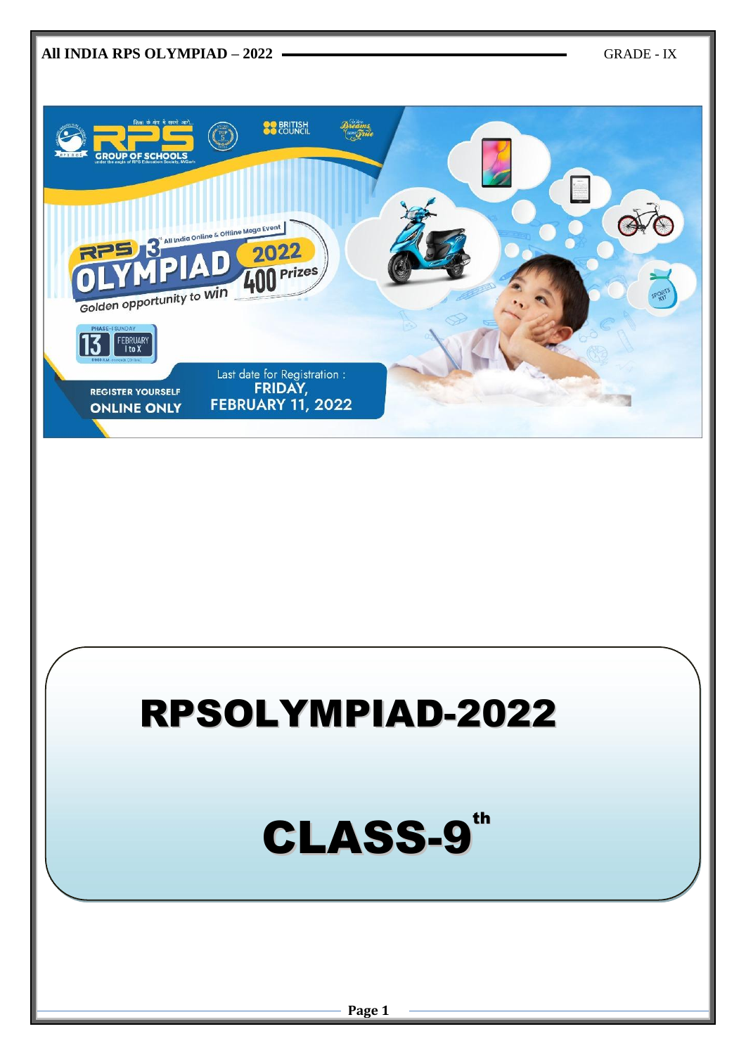# RPSOLYMPIAD-2022

# CLASS-9th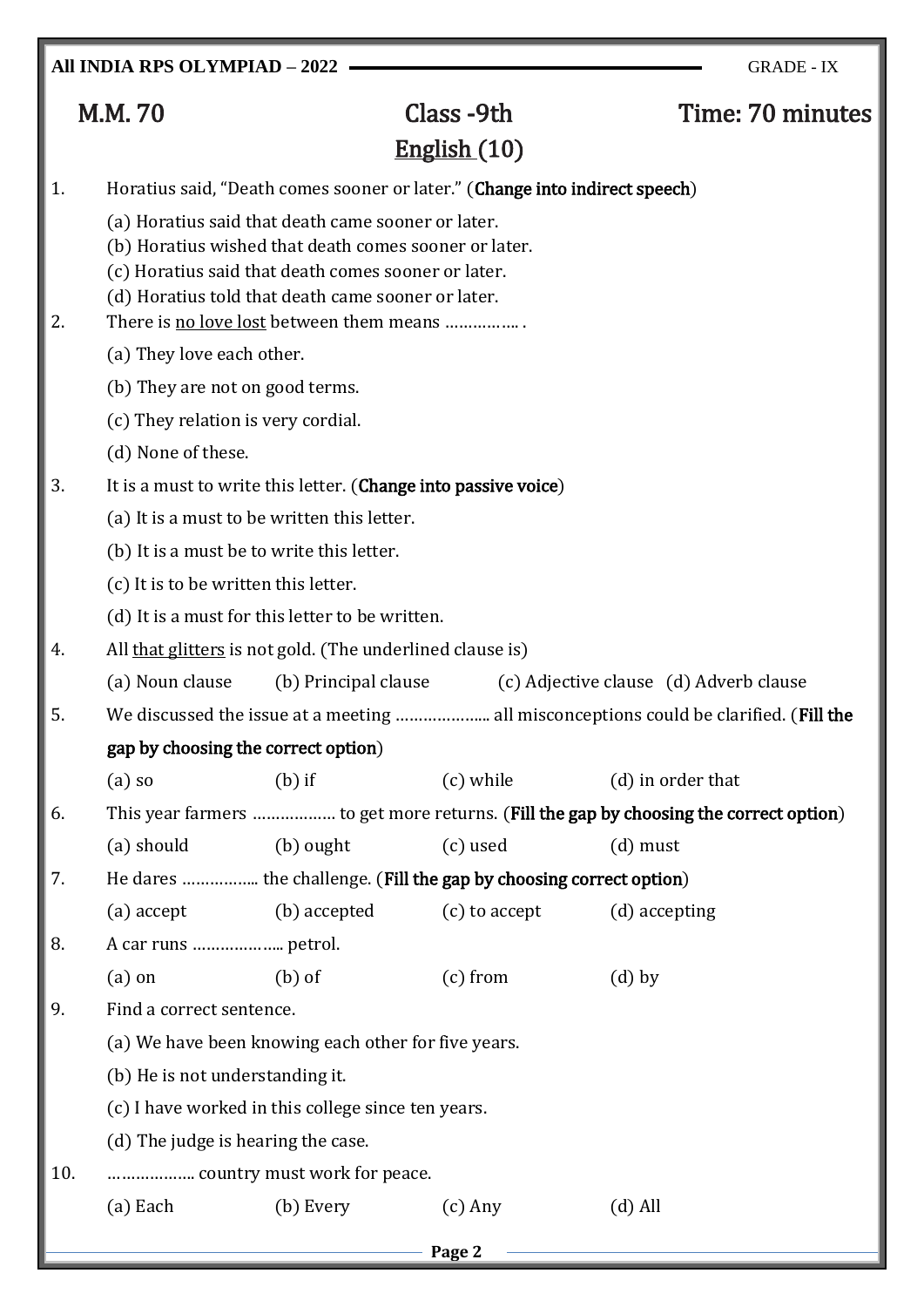M.M. 70 | Class -9th | Time: 70 minutes

## English (10)

1. Horatius said, “Death comes sooner or later.” (**Change into indirect speech**)

   (a) Horatius said that death came sooner or later.
   (b) Horatius wished that death comes sooner or later.
   (c) Horatius said that death comes sooner or later.
   (d) Horatius told that death came sooner or later.

2. There is <u>no love lost</u> between them means ……………. .

   (a) They love each other.
   (b) They are not on good terms.
   (c) They relation is very cordial.
   (d) None of these.

3. It is a must to write this letter. (**Change into passive voice**)

   (a) It is a must to be written this letter.
   (b) It is a must be to write this letter.
   (c) It is to be written this letter.
   (d) It is a must for this letter to be written.

4. All <u>that glitters</u> is not gold. (The underlined clause is)

   (a) Noun clause (b) Principal clause (c) Adjective clause (d) Adverb clause

5. We discussed the issue at a meeting ……………….. all misconceptions could be clarified. (**Fill the gap by choosing the correct option**)

   (a) so (b) if (c) while (d) in order that

6. This year farmers ……………… to get more returns. (**Fill the gap by choosing the correct option**)

   (a) should (b) ought (c) used (d) must

7. He dares …………….. the challenge. (**Fill the gap by choosing correct option**)

   (a) accept (b) accepted (c) to accept (d) accepting

8. A car runs ……………….. petrol.

   (a) on (b) of (c) from (d) by

9. Find a correct sentence.

   (a) We have been knowing each other for five years.
   (b) He is not understanding it.
   (c) I have worked in this college since ten years.
   (d) The judge is hearing the case.

10. ……………… country must work for peace.

    (a) Each (b) Every (c) Any (d) All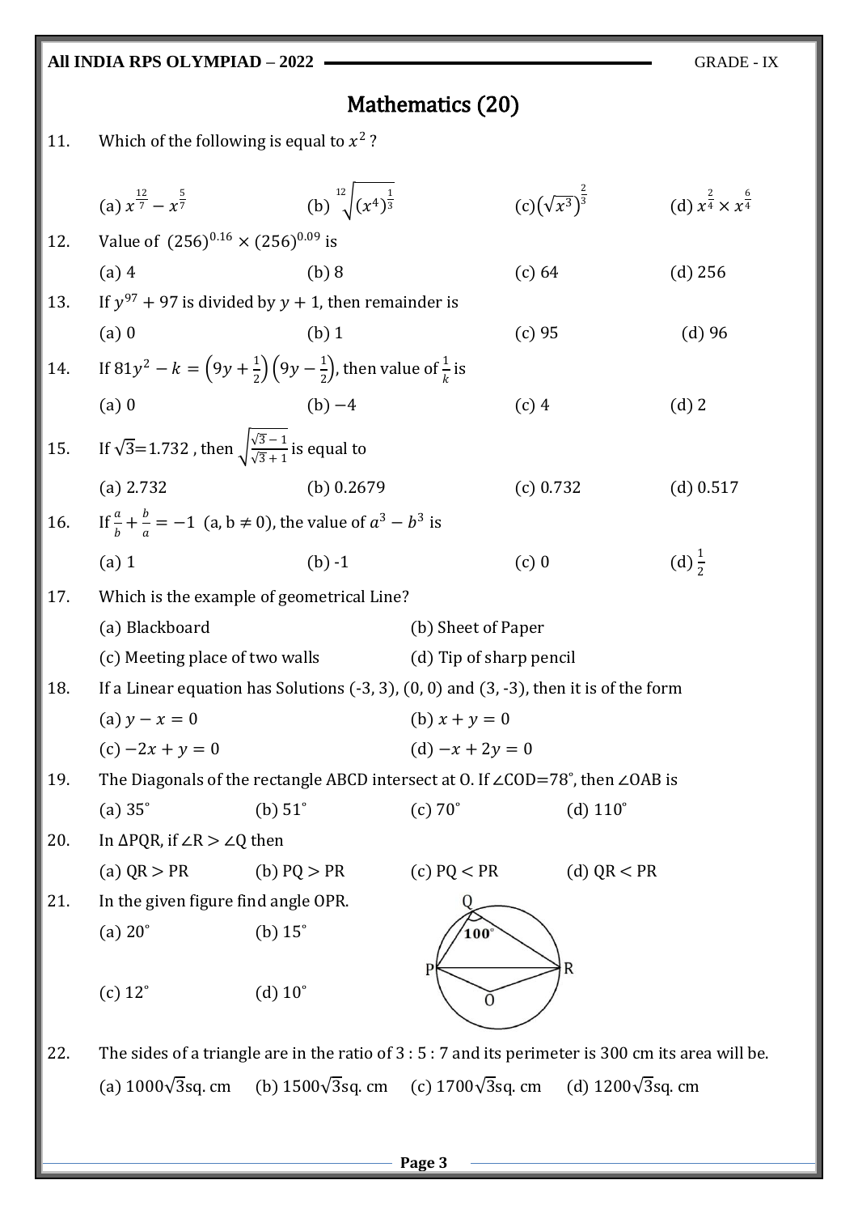## Mathematics (20)

11. Which of the following is equal to $x^2$ ?

(a) $x^{\frac{12}{7}} - x^{\frac{5}{7}}$ (b) $\sqrt[12]{(x^4)^{\frac{1}{3}}}$ (c) $\left(\sqrt{x^3}\right)^{\frac{2}{3}}$ (d) $x^{\frac{2}{4}} \times x^{\frac{6}{4}}$

12. Value of $(256)^{0.16} \times (256)^{0.09}$ is

(a) 4 (b) 8 (c) 64 (d) 256

13. If $y^{97} + 97$ is divided by $y + 1$, then remainder is

(a) 0 (b) 1 (c) 95 (d) 96

14. If $81y^2 - k = \left(9y + \frac{1}{2}\right)\left(9y - \frac{1}{2}\right)$, then value of $\frac{1}{k}$ is

(a) 0 (b) $-4$ (c) 4 (d) 2

15. If $\sqrt{3}$=1.732 , then $\sqrt{\frac{\sqrt{3}-1}{\sqrt{3}+1}}$ is equal to

(a) 2.732 (b) 0.2679 (c) 0.732 (d) 0.517

16. If $\frac{a}{b} + \frac{b}{a} = -1$ (a, b $\neq 0$), the value of $a^3 - b^3$ is

(a) 1 (b) -1 (c) 0 (d) $\frac{1}{2}$

17. Which is the example of geometrical Line?

(a) Blackboard (b) Sheet of Paper

(c) Meeting place of two walls (d) Tip of sharp pencil

18. If a Linear equation has Solutions (-3, 3), (0, 0) and (3, -3), then it is of the form

(a) $y - x = 0$ (b) $x + y = 0$

(c) $-2x + y = 0$ (d) $-x + 2y = 0$

19. The Diagonals of the rectangle ABCD intersect at O. If ∠COD=78°, then ∠OAB is

(a) 35° (b) 51° (c) 70° (d) 110°

20. In ΔPQR, if ∠R > ∠Q then

(a) QR > PR (b) PQ > PR (c) PQ < PR (d) QR < PR

21. In the given figure find angle OPR.

(a) 20° (b) 15°

(c) 12° (d) 10°

22. The sides of a triangle are in the ratio of 3 : 5 : 7 and its perimeter is 300 cm its area will be.

(a) $1000\sqrt{3}$sq. cm (b) $1500\sqrt{3}$sq. cm (c) $1700\sqrt{3}$sq. cm (d) $1200\sqrt{3}$sq. cm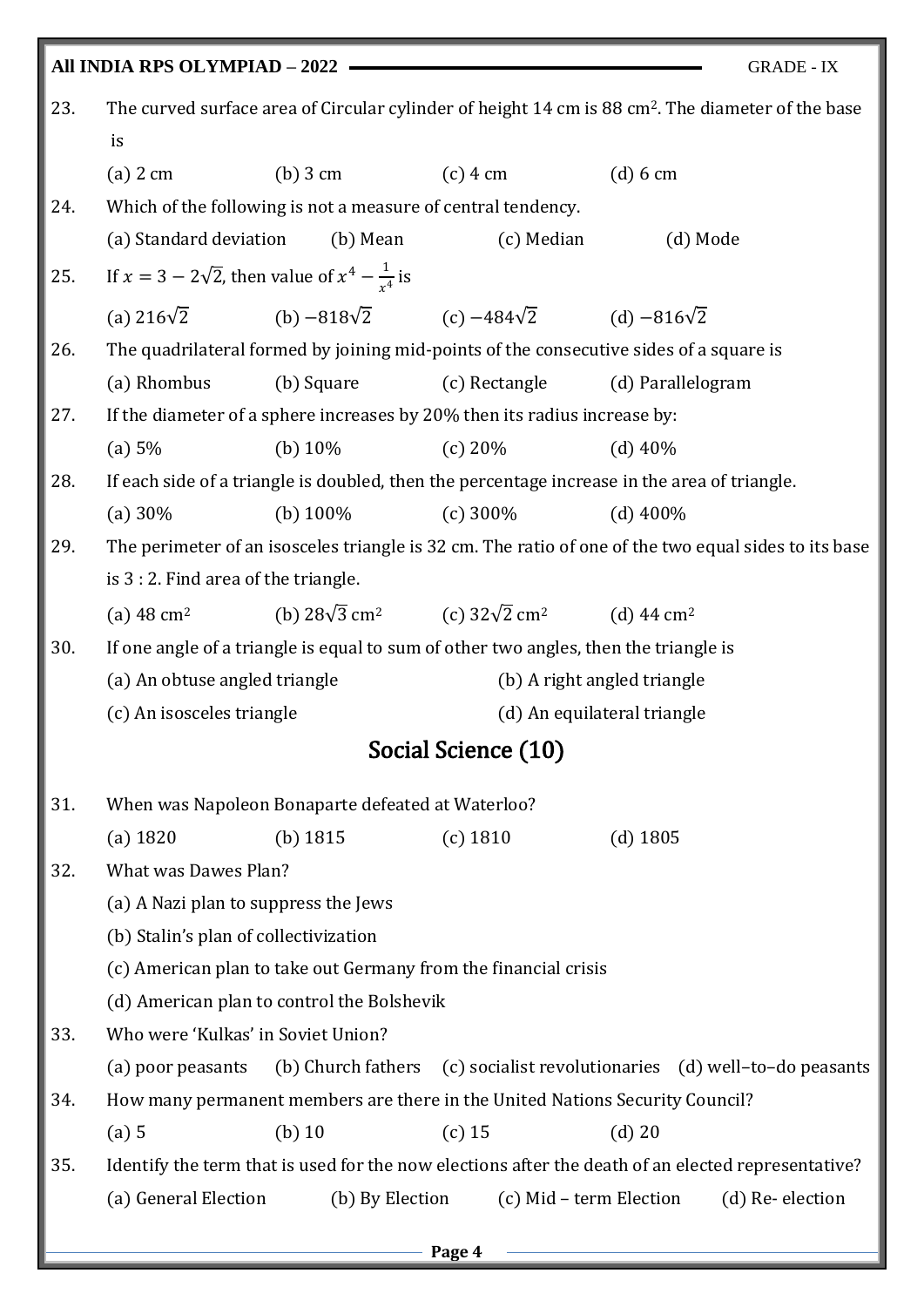23. The curved surface area of Circular cylinder of height 14 cm is 88 cm$^2$. The diameter of the base is

 (a) 2 cm (b) 3 cm (c) 4 cm (d) 6 cm

24. Which of the following is not a measure of central tendency.

 (a) Standard deviation (b) Mean (c) Median (d) Mode

25. If $x = 3 - 2\sqrt{2}$, then value of $x^4 - \frac{1}{x^4}$ is

 (a) $216\sqrt{2}$ (b) $-818\sqrt{2}$ (c) $-484\sqrt{2}$ (d) $-816\sqrt{2}$

26. The quadrilateral formed by joining mid-points of the consecutive sides of a square is

 (a) Rhombus (b) Square (c) Rectangle (d) Parallelogram

27. If the diameter of a sphere increases by 20% then its radius increase by:

 (a) 5% (b) 10% (c) 20% (d) 40%

28. If each side of a triangle is doubled, then the percentage increase in the area of triangle.

 (a) 30% (b) 100% (c) 300% (d) 400%

29. The perimeter of an isosceles triangle is 32 cm. The ratio of one of the two equal sides to its base is 3 : 2. Find area of the triangle.

 (a) 48 cm$^2$ (b) $28\sqrt{3}$ cm$^2$ (c) $32\sqrt{2}$ cm$^2$ (d) 44 cm$^2$

30. If one angle of a triangle is equal to sum of other two angles, then the triangle is

 (a) An obtuse angled triangle (b) A right angled triangle

 (c) An isosceles triangle (d) An equilateral triangle

## Social Science (10)

31. When was Napoleon Bonaparte defeated at Waterloo?

 (a) 1820 (b) 1815 (c) 1810 (d) 1805

32. What was Dawes Plan?

 (a) A Nazi plan to suppress the Jews

 (b) Stalin's plan of collectivization

 (c) American plan to take out Germany from the financial crisis

 (d) American plan to control the Bolshevik

33. Who were 'Kulkas' in Soviet Union?

 (a) poor peasants (b) Church fathers (c) socialist revolutionaries (d) well–to–do peasants

34. How many permanent members are there in the United Nations Security Council?

 (a) 5 (b) 10 (c) 15 (d) 20

35. Identify the term that is used for the now elections after the death of an elected representative?

 (a) General Election (b) By Election (c) Mid – term Election (d) Re- election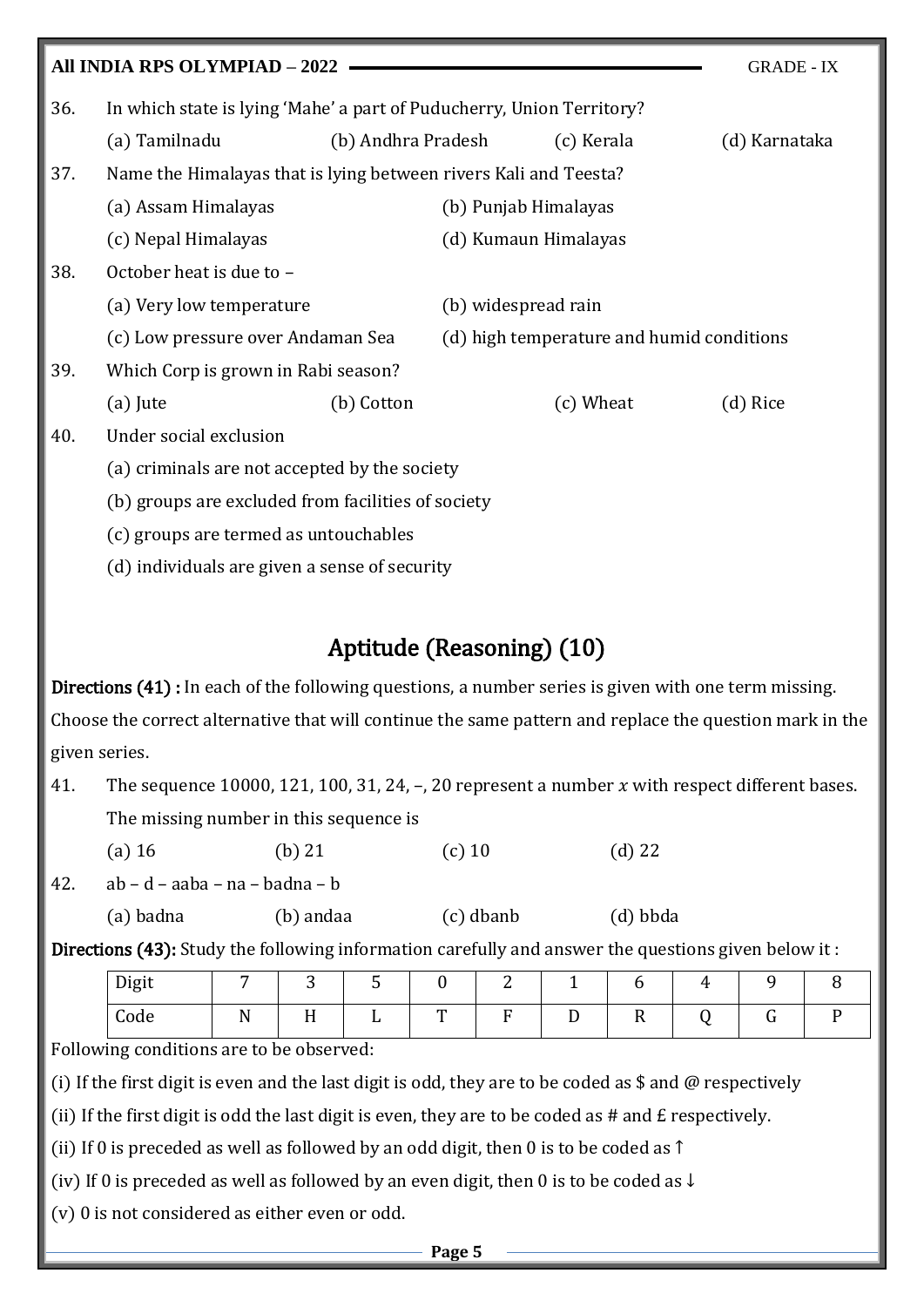36. In which state is lying 'Mahe' a part of Puducherry, Union Territory?

    (a) Tamilnadu (b) Andhra Pradesh (c) Kerala (d) Karnataka

37. Name the Himalayas that is lying between rivers Kali and Teesta?

    (a) Assam Himalayas (b) Punjab Himalayas

    (c) Nepal Himalayas (d) Kumaun Himalayas

38. October heat is due to –

    (a) Very low temperature (b) widespread rain

    (c) Low pressure over Andaman Sea (d) high temperature and humid conditions

39. Which Corp is grown in Rabi season?

    (a) Jute (b) Cotton (c) Wheat (d) Rice

40. Under social exclusion

    (a) criminals are not accepted by the society

    (b) groups are excluded from facilities of society

    (c) groups are termed as untouchables

    (d) individuals are given a sense of security

## Aptitude (Reasoning) (10)

**Directions (41) :** In each of the following questions, a number series is given with one term missing. Choose the correct alternative that will continue the same pattern and replace the question mark in the given series.

41. The sequence 10000, 121, 100, 31, 24, –, 20 represent a number $x$ with respect different bases. The missing number in this sequence is

    (a) 16 (b) 21 (c) 10 (d) 22

42. ab – d – aaba – na – badna – b

    (a) badna (b) andaa (c) dbanb (d) bbda

**Directions (43):** Study the following information carefully and answer the questions given below it :

| Digit | 7 | 3 | 5 | 0 | 2 | 1 | 6 | 4 | 9 | 8 |
|---|---|---|---|---|---|---|---|---|---|---|
| Code | N | H | L | T | F | D | R | Q | G | P |

Following conditions are to be observed:

(i) If the first digit is even and the last digit is odd, they are to be coded as $ and @ respectively

(ii) If the first digit is odd the last digit is even, they are to be coded as # and £ respectively.

(ii) If 0 is preceded as well as followed by an odd digit, then 0 is to be coded as ↑

(iv) If 0 is preceded as well as followed by an even digit, then 0 is to be coded as ↓

(v) 0 is not considered as either even or odd.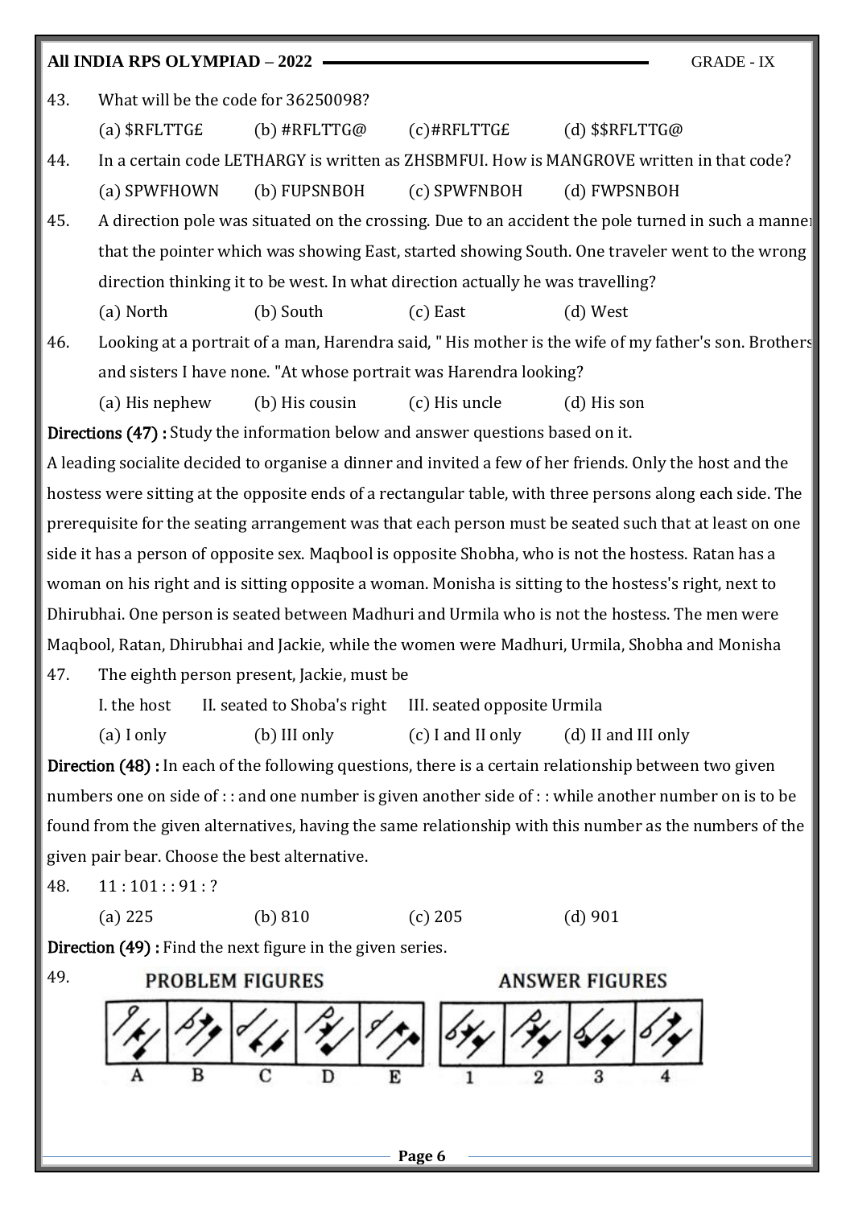43. What will be the code for 36250098?

(a) $RFLTTG£ (b) #RFLTTG@ (c)#RFLTTG£ (d) $$RFLTTG@

44. In a certain code LETHARGY is written as ZHSBMFUI. How is MANGROVE written in that code?

(a) SPWFHOWN (b) FUPSNBOH (c) SPWFNBOH (d) FWPSNBOH

45. A direction pole was situated on the crossing. Due to an accident the pole turned in such a manner that the pointer which was showing East, started showing South. One traveler went to the wrong direction thinking it to be west. In what direction actually he was travelling?

(a) North (b) South (c) East (d) West

46. Looking at a portrait of a man, Harendra said, " His mother is the wife of my father's son. Brothers and sisters I have none. "At whose portrait was Harendra looking?

(a) His nephew (b) His cousin (c) His uncle (d) His son

**Directions (47) :** Study the information below and answer questions based on it.

A leading socialite decided to organise a dinner and invited a few of her friends. Only the host and the hostess were sitting at the opposite ends of a rectangular table, with three persons along each side. The prerequisite for the seating arrangement was that each person must be seated such that at least on one side it has a person of opposite sex. Maqbool is opposite Shobha, who is not the hostess. Ratan has a woman on his right and is sitting opposite a woman. Monisha is sitting to the hostess's right, next to Dhirubhai. One person is seated between Madhuri and Urmila who is not the hostess. The men were Maqbool, Ratan, Dhirubhai and Jackie, while the women were Madhuri, Urmila, Shobha and Monisha

47. The eighth person present, Jackie, must be

I. the host II. seated to Shoba's right III. seated opposite Urmila

(a) I only (b) III only (c) I and II only (d) II and III only

**Direction (48) :** In each of the following questions, there is a certain relationship between two given numbers one on side of : : and one number is given another side of : : while another number on is to be found from the given alternatives, having the same relationship with this number as the numbers of the given pair bear. Choose the best alternative.

48. 11 : 101 : : 91 : ?

(a) 225 (b) 810 (c) 205 (d) 901

**Direction (49) :** Find the next figure in the given series.

49.

PROBLEM FIGURES: A B C D E

ANSWER FIGURES: 1 2 3 4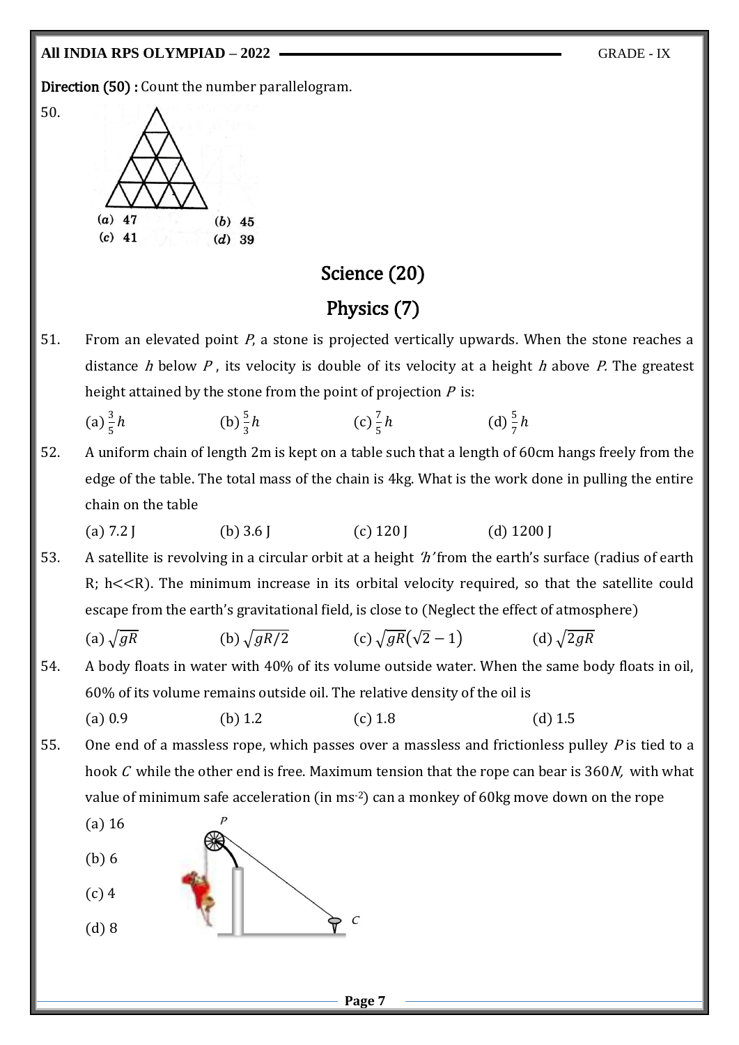**Direction (50) :** Count the number parallelogram.

50.

(a) 47 (b) 45

(c) 41 (d) 39

## Science (20)

## Physics (7)

51. From an elevated point $P$, a stone is projected vertically upwards. When the stone reaches a distance $h$ below $P$, its velocity is double of its velocity at a height $h$ above $P$. The greatest height attained by the stone from the point of projection $P$ is:

 (a) $\frac{3}{5}h$ (b) $\frac{5}{3}h$ (c) $\frac{7}{5}h$ (d) $\frac{5}{7}h$

52. A uniform chain of length 2m is kept on a table such that a length of 60cm hangs freely from the edge of the table. The total mass of the chain is 4kg. What is the work done in pulling the entire chain on the table

 (a) 7.2 J (b) 3.6 J (c) 120 J (d) 1200 J

53. A satellite is revolving in a circular orbit at a height *'h'* from the earth's surface (radius of earth R; h<<R). The minimum increase in its orbital velocity required, so that the satellite could escape from the earth's gravitational field, is close to (Neglect the effect of atmosphere)

 (a) $\sqrt{gR}$ (b) $\sqrt{gR/2}$ (c) $\sqrt{gR}(\sqrt{2}-1)$ (d) $\sqrt{2gR}$

54. A body floats in water with 40% of its volume outside water. When the same body floats in oil, 60% of its volume remains outside oil. The relative density of the oil is

 (a) 0.9 (b) 1.2 (c) 1.8 (d) 1.5

55. One end of a massless rope, which passes over a massless and frictionless pulley $P$ is tied to a hook $C$ while the other end is free. Maximum tension that the rope can bear is $360N$, with what value of minimum safe acceleration (in $ms^{-2}$) can a monkey of 60kg move down on the rope

 (a) 16

 (b) 6

 (c) 4

 (d) 8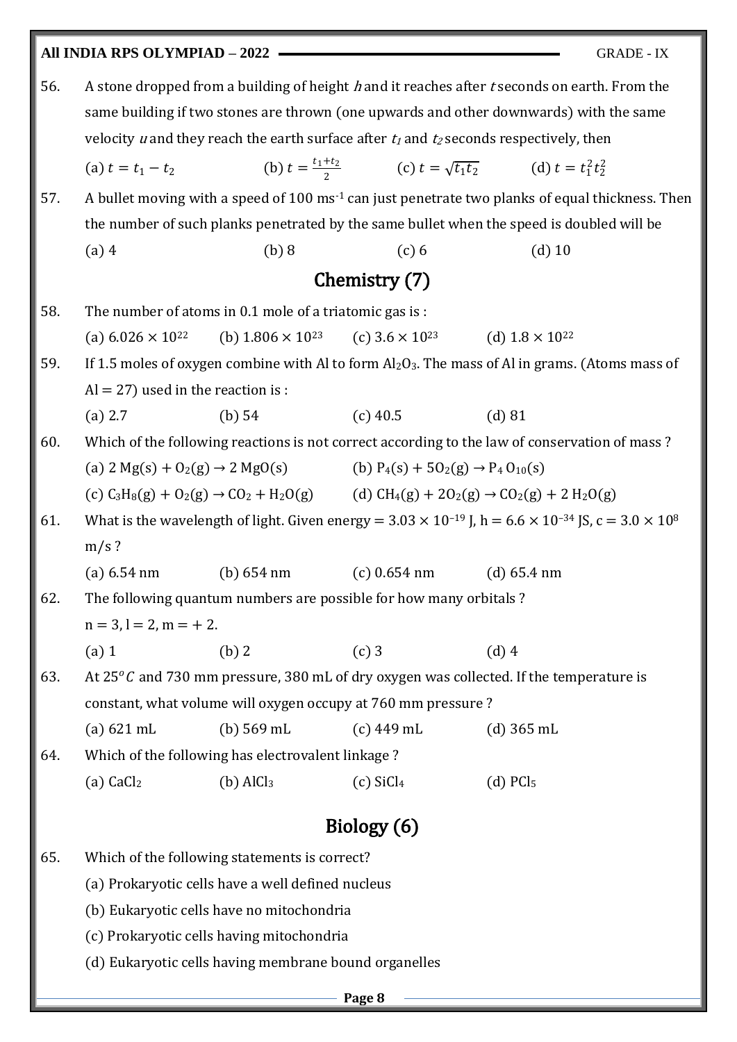56. A stone dropped from a building of height $h$ and it reaches after $t$ seconds on earth. From the same building if two stones are thrown (one upwards and other downwards) with the same velocity $u$ and they reach the earth surface after $t_1$ and $t_2$ seconds respectively, then

    (a) $t = t_1 - t_2$ (b) $t = \frac{t_1+t_2}{2}$ (c) $t = \sqrt{t_1 t_2}$ (d) $t = t_1^2 t_2^2$

57. A bullet moving with a speed of 100 $ms^{-1}$ can just penetrate two planks of equal thickness. Then the number of such planks penetrated by the same bullet when the speed is doubled will be

    (a) 4 (b) 8 (c) 6 (d) 10

## Chemistry (7)

58. The number of atoms in 0.1 mole of a triatomic gas is :

    (a) $6.026 \times 10^{22}$ (b) $1.806 \times 10^{23}$ (c) $3.6 \times 10^{23}$ (d) $1.8 \times 10^{22}$

59. If 1.5 moles of oxygen combine with Al to form $Al_2O_3$. The mass of Al in grams. (Atoms mass of Al = 27) used in the reaction is :

    (a) 2.7 (b) 54 (c) 40.5 (d) 81

60. Which of the following reactions is not correct according to the law of conservation of mass ?

    (a) $2\,Mg(s) + O_2(g) \rightarrow 2\,MgO(s)$ (b) $P_4(s) + 5O_2(g) \rightarrow P_4O_{10}(s)$

    (c) $C_3H_8(g) + O_2(g) \rightarrow CO_2 + H_2O(g)$ (d) $CH_4(g) + 2O_2(g) \rightarrow CO_2(g) + 2\,H_2O(g)$

61. What is the wavelength of light. Given energy = $3.03 \times 10^{-19}$ J, h = $6.6 \times 10^{-34}$ JS, c = $3.0 \times 10^{8}$ m/s ?

    (a) 6.54 nm (b) 654 nm (c) 0.654 nm (d) 65.4 nm

62. The following quantum numbers are possible for how many orbitals ?

    n = 3, l = 2, m = + 2.

    (a) 1 (b) 2 (c) 3 (d) 4

63. At $25^{o}C$ and 730 mm pressure, 380 mL of dry oxygen was collected. If the temperature is constant, what volume will oxygen occupy at 760 mm pressure ?

    (a) 621 mL (b) 569 mL (c) 449 mL (d) 365 mL

64. Which of the following has electrovalent linkage ?

    (a) $CaCl_2$ (b) $AlCl_3$ (c) $SiCl_4$ (d) $PCl_5$

## Biology (6)

65. Which of the following statements is correct?

    (a) Prokaryotic cells have a well defined nucleus

    (b) Eukaryotic cells have no mitochondria

    (c) Prokaryotic cells having mitochondria

    (d) Eukaryotic cells having membrane bound organelles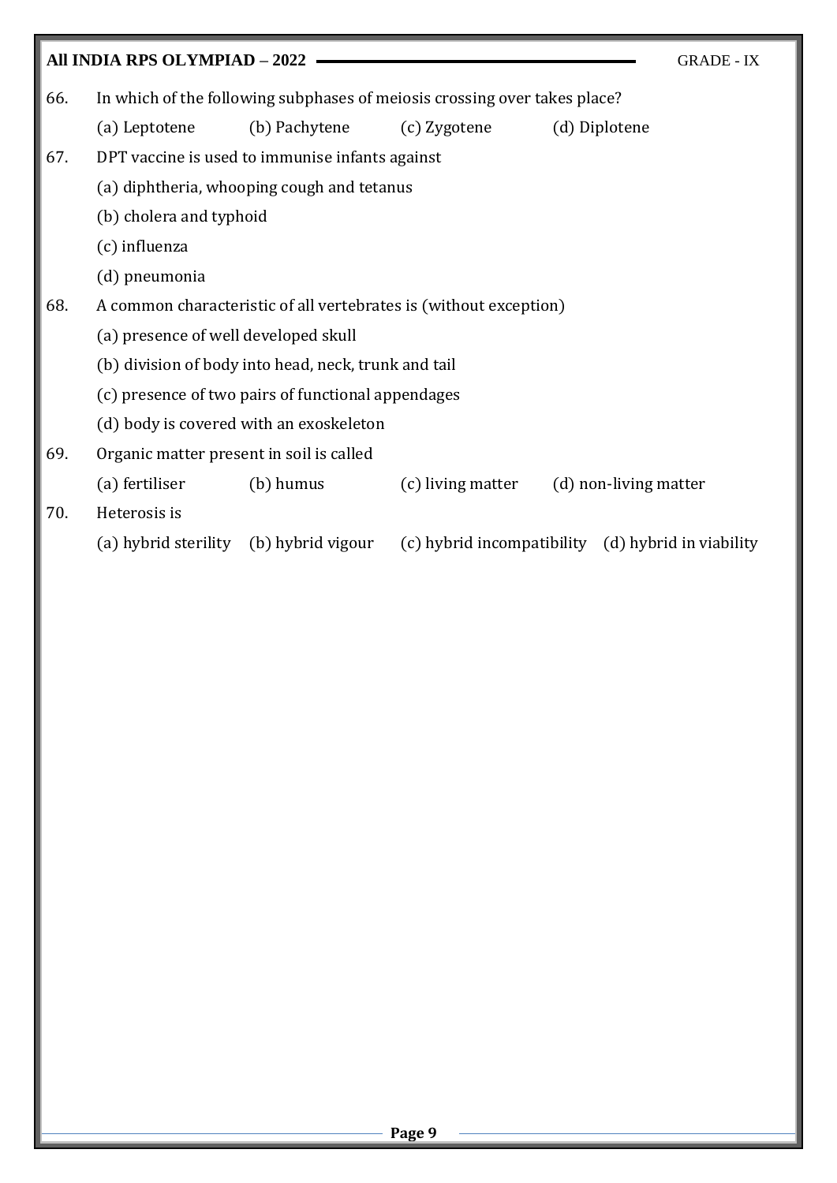66. In which of the following subphases of meiosis crossing over takes place?

(a) Leptotene (b) Pachytene (c) Zygotene (d) Diplotene

67. DPT vaccine is used to immunise infants against

(a) diphtheria, whooping cough and tetanus

(b) cholera and typhoid

(c) influenza

(d) pneumonia

68. A common characteristic of all vertebrates is (without exception)

(a) presence of well developed skull

(b) division of body into head, neck, trunk and tail

(c) presence of two pairs of functional appendages

(d) body is covered with an exoskeleton

69. Organic matter present in soil is called

(a) fertiliser (b) humus (c) living matter (d) non-living matter

70. Heterosis is

(a) hybrid sterility (b) hybrid vigour (c) hybrid incompatibility (d) hybrid in viability